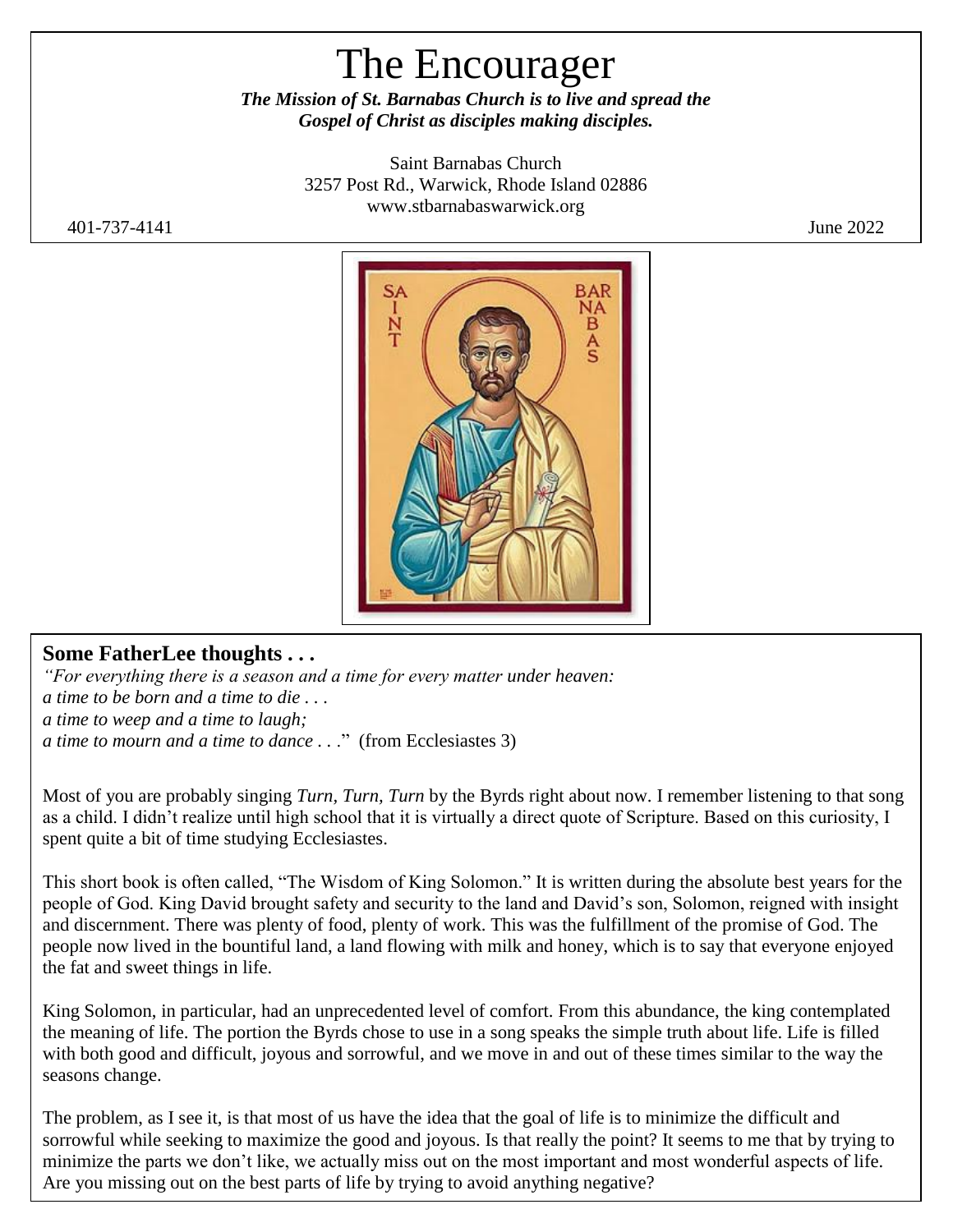# The Encourager

***The Mission of St. Barnabas Church is to live and spread the Gospel of Christ as disciples making disciples.***

Saint Barnabas Church
3257 Post Rd., Warwick, Rhode Island 02886
www.stbarnabaswarwick.org

401-737-4141 June 2022

## Some FatherLee thoughts . . .

*"For everything there is a season and a time for every matter under heaven:*
*a time to be born and a time to die . . .*
*a time to weep and a time to laugh;*
*a time to mourn and a time to dance . . .*" (from Ecclesiastes 3)

Most of you are probably singing *Turn, Turn, Turn* by the Byrds right about now. I remember listening to that song as a child. I didn't realize until high school that it is virtually a direct quote of Scripture. Based on this curiosity, I spent quite a bit of time studying Ecclesiastes.

This short book is often called, "The Wisdom of King Solomon." It is written during the absolute best years for the people of God. King David brought safety and security to the land and David's son, Solomon, reigned with insight and discernment. There was plenty of food, plenty of work. This was the fulfillment of the promise of God. The people now lived in the bountiful land, a land flowing with milk and honey, which is to say that everyone enjoyed the fat and sweet things in life.

King Solomon, in particular, had an unprecedented level of comfort. From this abundance, the king contemplated the meaning of life. The portion the Byrds chose to use in a song speaks the simple truth about life. Life is filled with both good and difficult, joyous and sorrowful, and we move in and out of these times similar to the way the seasons change.

The problem, as I see it, is that most of us have the idea that the goal of life is to minimize the difficult and sorrowful while seeking to maximize the good and joyous. Is that really the point? It seems to me that by trying to minimize the parts we don't like, we actually miss out on the most important and most wonderful aspects of life. Are you missing out on the best parts of life by trying to avoid anything negative?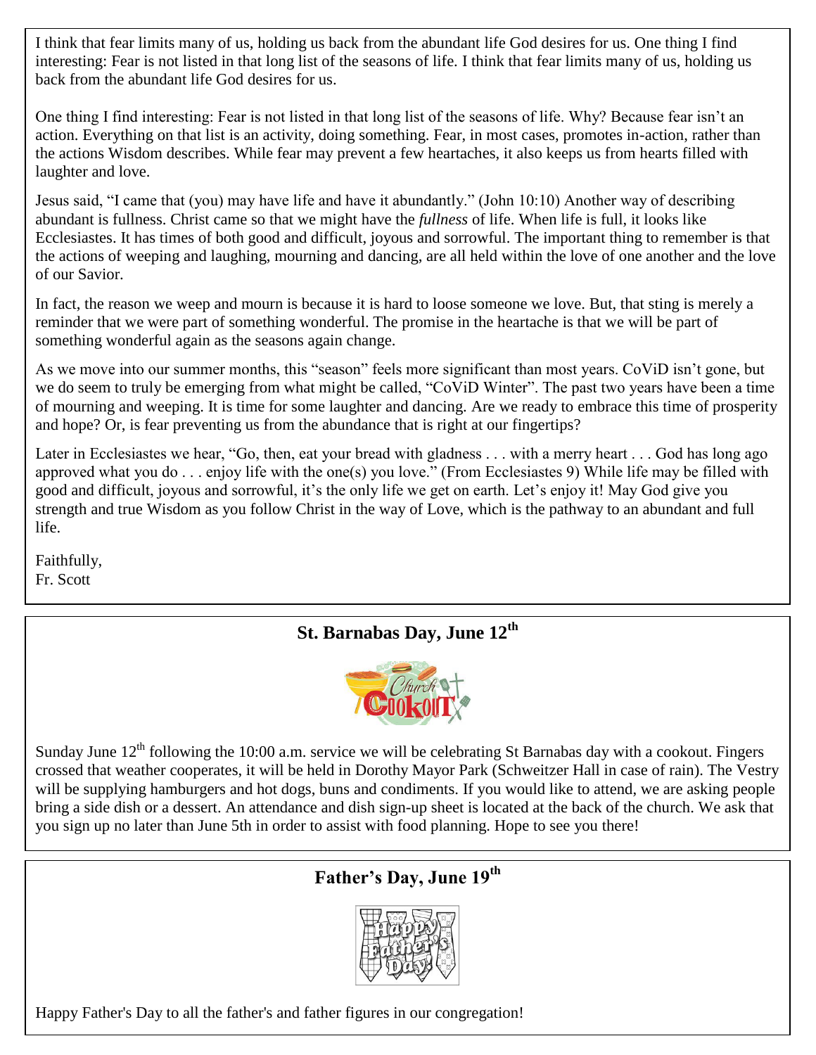I think that fear limits many of us, holding us back from the abundant life God desires for us. One thing I find interesting: Fear is not listed in that long list of the seasons of life. I think that fear limits many of us, holding us back from the abundant life God desires for us.

One thing I find interesting: Fear is not listed in that long list of the seasons of life. Why? Because fear isn't an action. Everything on that list is an activity, doing something. Fear, in most cases, promotes in-action, rather than the actions Wisdom describes. While fear may prevent a few heartaches, it also keeps us from hearts filled with laughter and love.

Jesus said, "I came that (you) may have life and have it abundantly." (John 10:10) Another way of describing abundant is fullness. Christ came so that we might have the *fullness* of life. When life is full, it looks like Ecclesiastes. It has times of both good and difficult, joyous and sorrowful. The important thing to remember is that the actions of weeping and laughing, mourning and dancing, are all held within the love of one another and the love of our Savior.

In fact, the reason we weep and mourn is because it is hard to loose someone we love. But, that sting is merely a reminder that we were part of something wonderful. The promise in the heartache is that we will be part of something wonderful again as the seasons again change.

As we move into our summer months, this "season" feels more significant than most years. CoViD isn't gone, but we do seem to truly be emerging from what might be called, "CoViD Winter". The past two years have been a time of mourning and weeping. It is time for some laughter and dancing. Are we ready to embrace this time of prosperity and hope? Or, is fear preventing us from the abundance that is right at our fingertips?

Later in Ecclesiastes we hear, "Go, then, eat your bread with gladness . . . with a merry heart . . . God has long ago approved what you do . . . enjoy life with the one(s) you love." (From Ecclesiastes 9) While life may be filled with good and difficult, joyous and sorrowful, it's the only life we get on earth. Let's enjoy it! May God give you strength and true Wisdom as you follow Christ in the way of Love, which is the pathway to an abundant and full life.

Faithfully,
Fr. Scott

## St. Barnabas Day, June 12th

Sunday June 12th following the 10:00 a.m. service we will be celebrating St Barnabas day with a cookout. Fingers crossed that weather cooperates, it will be held in Dorothy Mayor Park (Schweitzer Hall in case of rain). The Vestry will be supplying hamburgers and hot dogs, buns and condiments. If you would like to attend, we are asking people bring a side dish or a dessert. An attendance and dish sign-up sheet is located at the back of the church. We ask that you sign up no later than June 5th in order to assist with food planning. Hope to see you there!

## Father's Day, June 19th

Happy Father's Day to all the father's and father figures in our congregation!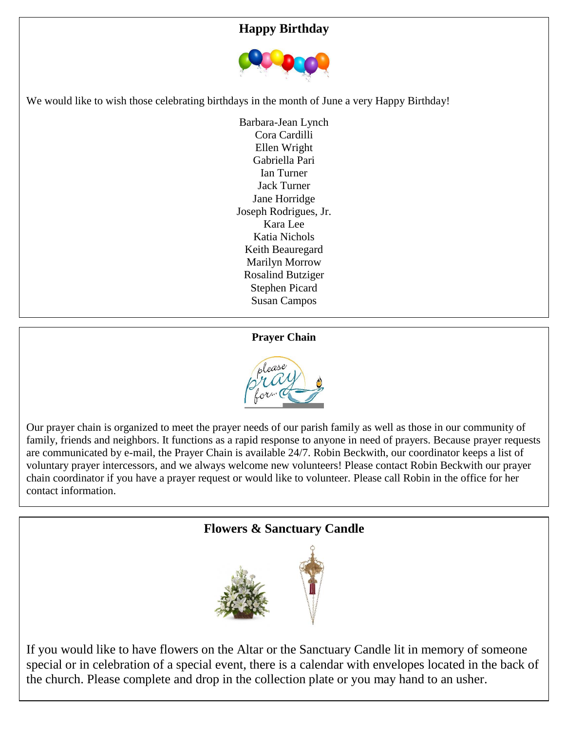## Happy Birthday

We would like to wish those celebrating birthdays in the month of June a very Happy Birthday!

Barbara-Jean Lynch
Cora Cardilli
Ellen Wright
Gabriella Pari
Ian Turner
Jack Turner
Jane Horridge
Joseph Rodrigues, Jr.
Kara Lee
Katia Nichols
Keith Beauregard
Marilyn Morrow
Rosalind Butziger
Stephen Picard
Susan Campos

## Prayer Chain

Our prayer chain is organized to meet the prayer needs of our parish family as well as those in our community of family, friends and neighbors. It functions as a rapid response to anyone in need of prayers. Because prayer requests are communicated by e-mail, the Prayer Chain is available 24/7. Robin Beckwith, our coordinator keeps a list of voluntary prayer intercessors, and we always welcome new volunteers! Please contact Robin Beckwith our prayer chain coordinator if you have a prayer request or would like to volunteer. Please call Robin in the office for her contact information.

## Flowers & Sanctuary Candle

If you would like to have flowers on the Altar or the Sanctuary Candle lit in memory of someone special or in celebration of a special event, there is a calendar with envelopes located in the back of the church. Please complete and drop in the collection plate or you may hand to an usher.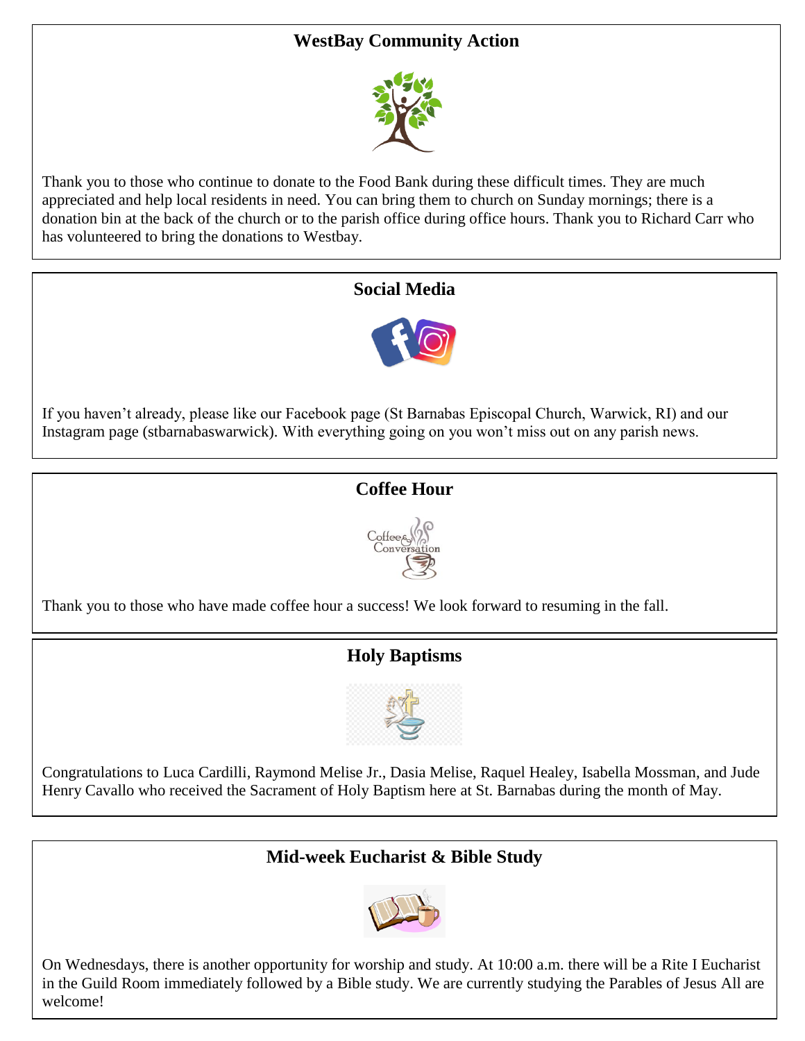## WestBay Community Action

Thank you to those who continue to donate to the Food Bank during these difficult times. They are much appreciated and help local residents in need. You can bring them to church on Sunday mornings; there is a donation bin at the back of the church or to the parish office during office hours. Thank you to Richard Carr who has volunteered to bring the donations to Westbay.

## Social Media

If you haven't already, please like our Facebook page (St Barnabas Episcopal Church, Warwick, RI) and our Instagram page (stbarnabaswarwick). With everything going on you won't miss out on any parish news.

## Coffee Hour

Thank you to those who have made coffee hour a success! We look forward to resuming in the fall.

## Holy Baptisms

Congratulations to Luca Cardilli, Raymond Melise Jr., Dasia Melise, Raquel Healey, Isabella Mossman, and Jude Henry Cavallo who received the Sacrament of Holy Baptism here at St. Barnabas during the month of May.

## Mid-week Eucharist & Bible Study

On Wednesdays, there is another opportunity for worship and study. At 10:00 a.m. there will be a Rite I Eucharist in the Guild Room immediately followed by a Bible study. We are currently studying the Parables of Jesus All are welcome!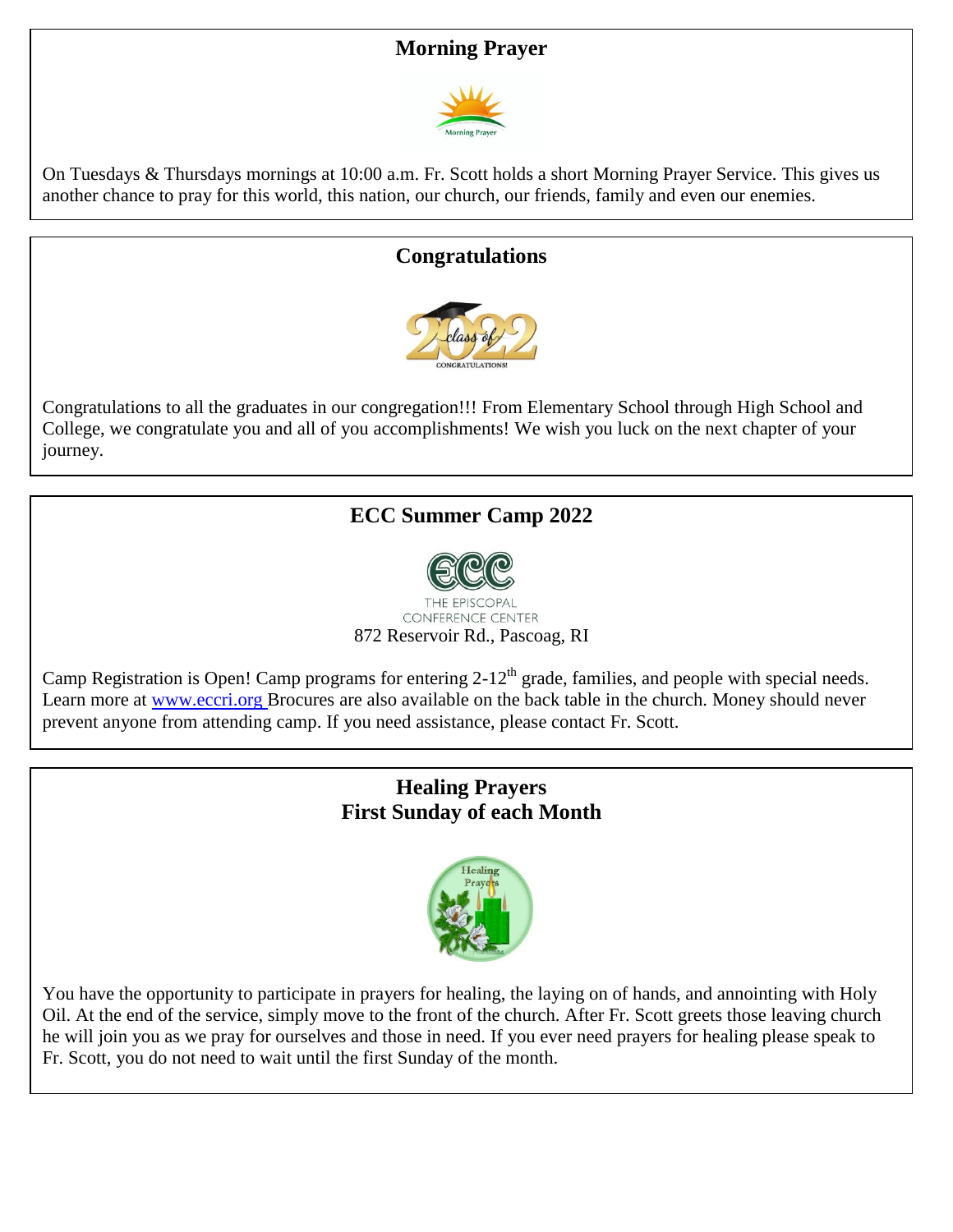## Morning Prayer

On Tuesdays & Thursdays mornings at 10:00 a.m. Fr. Scott holds a short Morning Prayer Service. This gives us another chance to pray for this world, this nation, our church, our friends, family and even our enemies.

## Congratulations

Congratulations to all the graduates in our congregation!!! From Elementary School through High School and College, we congratulate you and all of you accomplishments! We wish you luck on the next chapter of your journey.

## ECC Summer Camp 2022

THE EPISCOPAL CONFERENCE CENTER

872 Reservoir Rd., Pascoag, RI

Camp Registration is Open! Camp programs for entering 2-12th grade, families, and people with special needs. Learn more at www.eccri.org Brocures are also available on the back table in the church. Money should never prevent anyone from attending camp. If you need assistance, please contact Fr. Scott.

## Healing Prayers
## First Sunday of each Month

You have the opportunity to participate in prayers for healing, the laying on of hands, and annointing with Holy Oil. At the end of the service, simply move to the front of the church. After Fr. Scott greets those leaving church he will join you as we pray for ourselves and those in need. If you ever need prayers for healing please speak to Fr. Scott, you do not need to wait until the first Sunday of the month.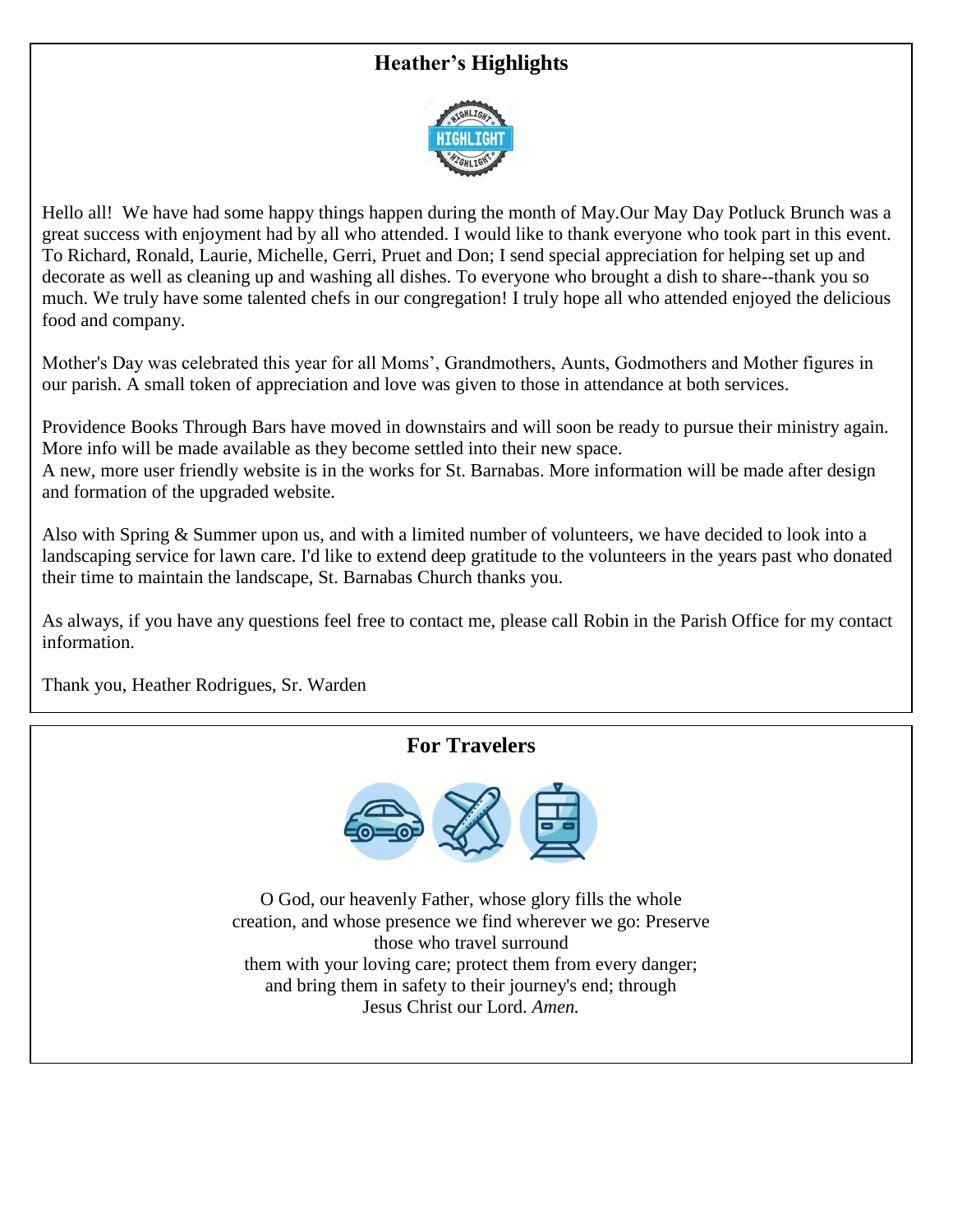## Heather's Highlights

Hello all! We have had some happy things happen during the month of May.Our May Day Potluck Brunch was a great success with enjoyment had by all who attended. I would like to thank everyone who took part in this event. To Richard, Ronald, Laurie, Michelle, Gerri, Pruet and Don; I send special appreciation for helping set up and decorate as well as cleaning up and washing all dishes. To everyone who brought a dish to share--thank you so much. We truly have some talented chefs in our congregation! I truly hope all who attended enjoyed the delicious food and company.

Mother's Day was celebrated this year for all Moms', Grandmothers, Aunts, Godmothers and Mother figures in our parish. A small token of appreciation and love was given to those in attendance at both services.

Providence Books Through Bars have moved in downstairs and will soon be ready to pursue their ministry again. More info will be made available as they become settled into their new space.
A new, more user friendly website is in the works for St. Barnabas. More information will be made after design and formation of the upgraded website.

Also with Spring & Summer upon us, and with a limited number of volunteers, we have decided to look into a landscaping service for lawn care. I'd like to extend deep gratitude to the volunteers in the years past who donated their time to maintain the landscape, St. Barnabas Church thanks you.

As always, if you have any questions feel free to contact me, please call Robin in the Parish Office for my contact information.

Thank you, Heather Rodrigues, Sr. Warden

## For Travelers

O God, our heavenly Father, whose glory fills the whole creation, and whose presence we find wherever we go: Preserve those who travel surround them with your loving care; protect them from every danger; and bring them in safety to their journey's end; through Jesus Christ our Lord. *Amen.*